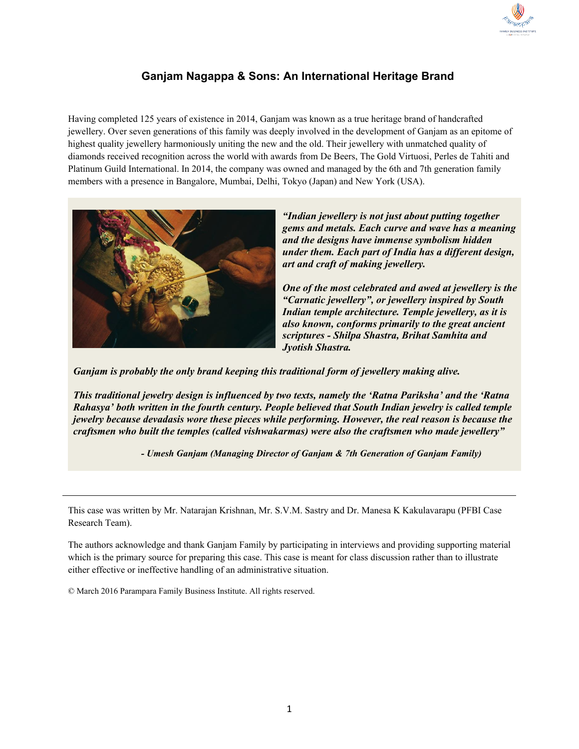## Ganjam Nagappa & Sons: An International Heritage Brand

Having completed 125 years of existence in 2014, Ganjam was known as a true heritage brand of handcrafted jewellery. Over seven generations of this family was deeply involved in the development of Ganjam as an epitome of highest quality jewellery harmoniously uniting the new and the old. Their jewellery with unmatched quality of diamonds received recognition across the world with awards from De Beers, The Gold Virtuosi, Perles de Tahiti and Platinum Guild International. In 2014, the company was owned and managed by the 6th and 7th generation family members with a presence in Bangalore, Mumbai, Delhi, Tokyo (Japan) and New York (USA).

***"Indian jewellery is not just about putting together gems and metals. Each curve and wave has a meaning and the designs have immense symbolism hidden under them. Each part of India has a different design, art and craft of making jewellery.***

***One of the most celebrated and awed at jewellery is the "Carnatic jewellery", or jewellery inspired by South Indian temple architecture. Temple jewellery, as it is also known, conforms primarily to the great ancient scriptures - Shilpa Shastra, Brihat Samhita and Jyotish Shastra.***

***Ganjam is probably the only brand keeping this traditional form of jewellery making alive.***

***This traditional jewelry design is influenced by two texts, namely the 'Ratna Pariksha' and the 'Ratna Rahasya' both written in the fourth century. People believed that South Indian jewelry is called temple jewelry because devadasis wore these pieces while performing. However, the real reason is because the craftsmen who built the temples (called vishwakarmas) were also the craftsmen who made jewellery"***

***- Umesh Ganjam (Managing Director of Ganjam & 7th Generation of Ganjam Family)***

---

This case was written by Mr. Natarajan Krishnan, Mr. S.V.M. Sastry and Dr. Manesa K Kakulavarapu (PFBI Case Research Team).

The authors acknowledge and thank Ganjam Family by participating in interviews and providing supporting material which is the primary source for preparing this case. This case is meant for class discussion rather than to illustrate either effective or ineffective handling of an administrative situation.

© March 2016 Parampara Family Business Institute. All rights reserved.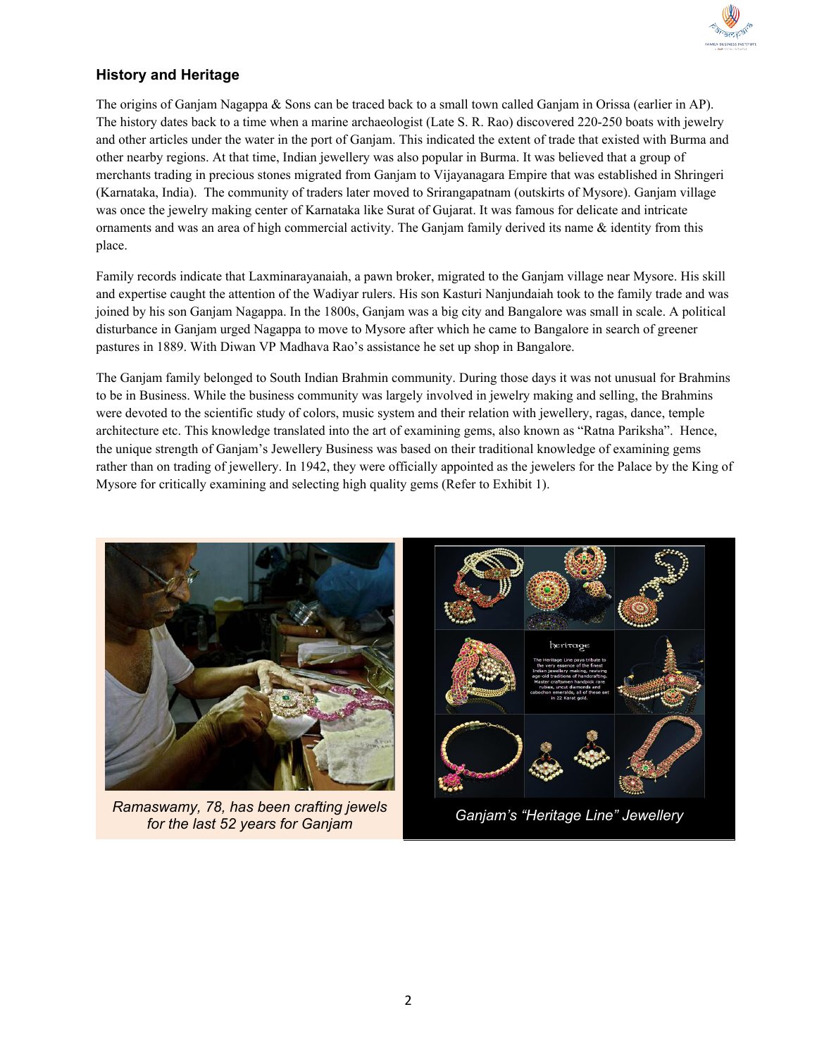## History and Heritage

The origins of Ganjam Nagappa & Sons can be traced back to a small town called Ganjam in Orissa (earlier in AP). The history dates back to a time when a marine archaeologist (Late S. R. Rao) discovered 220-250 boats with jewelry and other articles under the water in the port of Ganjam. This indicated the extent of trade that existed with Burma and other nearby regions. At that time, Indian jewellery was also popular in Burma. It was believed that a group of merchants trading in precious stones migrated from Ganjam to Vijayanagara Empire that was established in Shringeri (Karnataka, India). The community of traders later moved to Srirangapatnam (outskirts of Mysore). Ganjam village was once the jewelry making center of Karnataka like Surat of Gujarat. It was famous for delicate and intricate ornaments and was an area of high commercial activity. The Ganjam family derived its name & identity from this place.

Family records indicate that Laxminarayanaiah, a pawn broker, migrated to the Ganjam village near Mysore. His skill and expertise caught the attention of the Wadiyar rulers. His son Kasturi Nanjundaiah took to the family trade and was joined by his son Ganjam Nagappa. In the 1800s, Ganjam was a big city and Bangalore was small in scale. A political disturbance in Ganjam urged Nagappa to move to Mysore after which he came to Bangalore in search of greener pastures in 1889. With Diwan VP Madhava Rao's assistance he set up shop in Bangalore.

The Ganjam family belonged to South Indian Brahmin community. During those days it was not unusual for Brahmins to be in Business. While the business community was largely involved in jewelry making and selling, the Brahmins were devoted to the scientific study of colors, music system and their relation with jewellery, ragas, dance, temple architecture etc. This knowledge translated into the art of examining gems, also known as "Ratna Pariksha". Hence, the unique strength of Ganjam's Jewellery Business was based on their traditional knowledge of examining gems rather than on trading of jewellery. In 1942, they were officially appointed as the jewelers for the Palace by the King of Mysore for critically examining and selecting high quality gems (Refer to Exhibit 1).

*Ramaswamy, 78, has been crafting jewels for the last 52 years for Ganjam*

*Ganjam's "Heritage Line" Jewellery*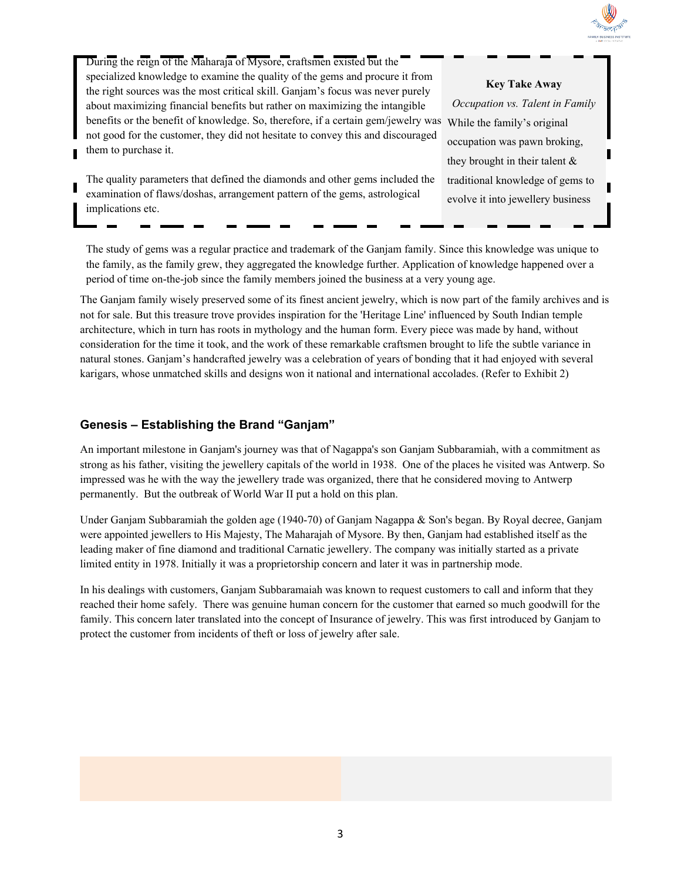During the reign of the Maharaja of Mysore, craftsmen existed but the specialized knowledge to examine the quality of the gems and procure it from the right sources was the most critical skill. Ganjam's focus was never purely about maximizing financial benefits but rather on maximizing the intangible benefits or the benefit of knowledge. So, therefore, if a certain gem/jewelry was not good for the customer, they did not hesitate to convey this and discouraged them to purchase it.

The quality parameters that defined the diamonds and other gems included the examination of flaws/doshas, arrangement pattern of the gems, astrological implications etc.

> **Key Take Away**
>
> *Occupation vs. Talent in Family*
>
> While the family's original occupation was pawn broking, they brought in their talent & traditional knowledge of gems to evolve it into jewellery business

The study of gems was a regular practice and trademark of the Ganjam family. Since this knowledge was unique to the family, as the family grew, they aggregated the knowledge further. Application of knowledge happened over a period of time on-the-job since the family members joined the business at a very young age.

The Ganjam family wisely preserved some of its finest ancient jewelry, which is now part of the family archives and is not for sale. But this treasure trove provides inspiration for the 'Heritage Line' influenced by South Indian temple architecture, which in turn has roots in mythology and the human form. Every piece was made by hand, without consideration for the time it took, and the work of these remarkable craftsmen brought to life the subtle variance in natural stones. Ganjam's handcrafted jewelry was a celebration of years of bonding that it had enjoyed with several karigars, whose unmatched skills and designs won it national and international accolades. (Refer to Exhibit 2)

## Genesis – Establishing the Brand "Ganjam"

An important milestone in Ganjam's journey was that of Nagappa's son Ganjam Subbaramiah, with a commitment as strong as his father, visiting the jewellery capitals of the world in 1938. One of the places he visited was Antwerp. So impressed was he with the way the jewellery trade was organized, there that he considered moving to Antwerp permanently. But the outbreak of World War II put a hold on this plan.

Under Ganjam Subbaramiah the golden age (1940-70) of Ganjam Nagappa & Son's began. By Royal decree, Ganjam were appointed jewellers to His Majesty, The Maharajah of Mysore. By then, Ganjam had established itself as the leading maker of fine diamond and traditional Carnatic jewellery. The company was initially started as a private limited entity in 1978. Initially it was a proprietorship concern and later it was in partnership mode.

In his dealings with customers, Ganjam Subbaramaiah was known to request customers to call and inform that they reached their home safely. There was genuine human concern for the customer that earned so much goodwill for the family. This concern later translated into the concept of Insurance of jewelry. This was first introduced by Ganjam to protect the customer from incidents of theft or loss of jewelry after sale.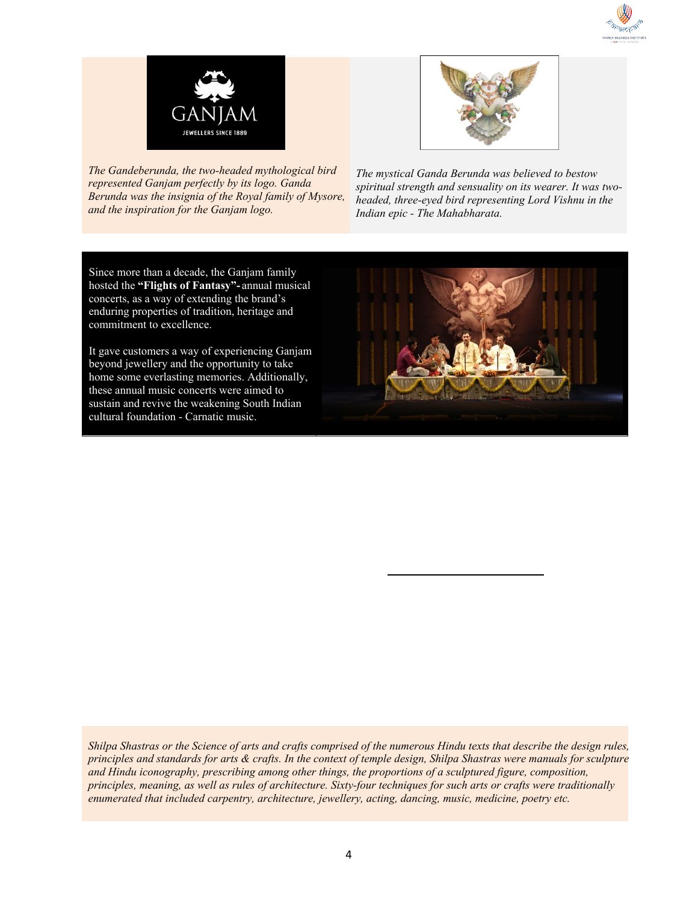*The Gandeberunda, the two-headed mythological bird represented Ganjam perfectly by its logo. Ganda Berunda was the insignia of the Royal family of Mysore, and the inspiration for the Ganjam logo.*

*The mystical Ganda Berunda was believed to bestow spiritual strength and sensuality on its wearer. It was two-headed, three-eyed bird representing Lord Vishnu in the Indian epic - The Mahabharata.*

Since more than a decade, the Ganjam family hosted the **"Flights of Fantasy"-** annual musical concerts, as a way of extending the brand's enduring properties of tradition, heritage and commitment to excellence.

It gave customers a way of experiencing Ganjam beyond jewellery and the opportunity to take home some everlasting memories. Additionally, these annual music concerts were aimed to sustain and revive the weakening South Indian cultural foundation - Carnatic music.

*Shilpa Shastras or the Science of arts and crafts comprised of the numerous Hindu texts that describe the design rules, principles and standards for arts & crafts. In the context of temple design, Shilpa Shastras were manuals for sculpture and Hindu iconography, prescribing among other things, the proportions of a sculptured figure, composition, principles, meaning, as well as rules of architecture. Sixty-four techniques for such arts or crafts were traditionally enumerated that included carpentry, architecture, jewellery, acting, dancing, music, medicine, poetry etc.*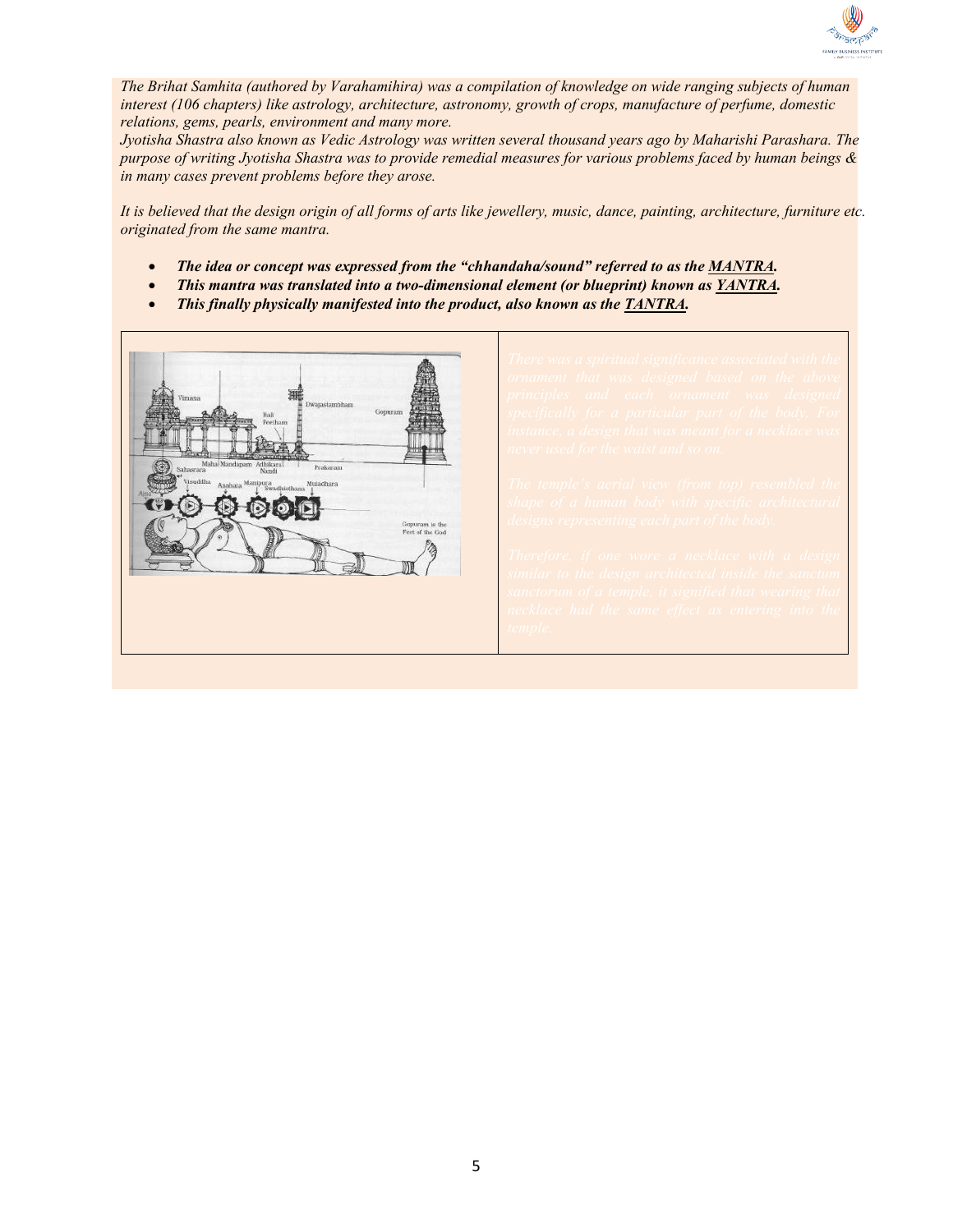*The Brihat Samhita (authored by Varahamihira) was a compilation of knowledge on wide ranging subjects of human interest (106 chapters) like astrology, architecture, astronomy, growth of crops, manufacture of perfume, domestic relations, gems, pearls, environment and many more.*

*Jyotisha Shastra also known as Vedic Astrology was written several thousand years ago by Maharishi Parashara. The purpose of writing Jyotisha Shastra was to provide remedial measures for various problems faced by human beings & in many cases prevent problems before they arose.*

*It is believed that the design origin of all forms of arts like jewellery, music, dance, painting, architecture, furniture etc. originated from the same mantra.*

- ***The idea or concept was expressed from the "chhandaha/sound" referred to as the MANTRA.***
- ***This mantra was translated into a two-dimensional element (or blueprint) known as YANTRA.***
- ***This finally physically manifested into the product, also known as the TANTRA.***

*There was a spiritual significance associated with the ornament that was designed based on the above principles and each ornament was designed specifically for a particular part of the body. For instance, a design that was meant for a necklace was never used for the waist and so on.*

*The temple's aerial view (from top) resembled the shape of a human body with specific architectural designs representing each part of the body.*

*Therefore, if one wore a necklace with a design similar to the design architected inside the sanctum sanctorum of a temple, it signified that wearing that necklace had the same effect as entering into the temple.*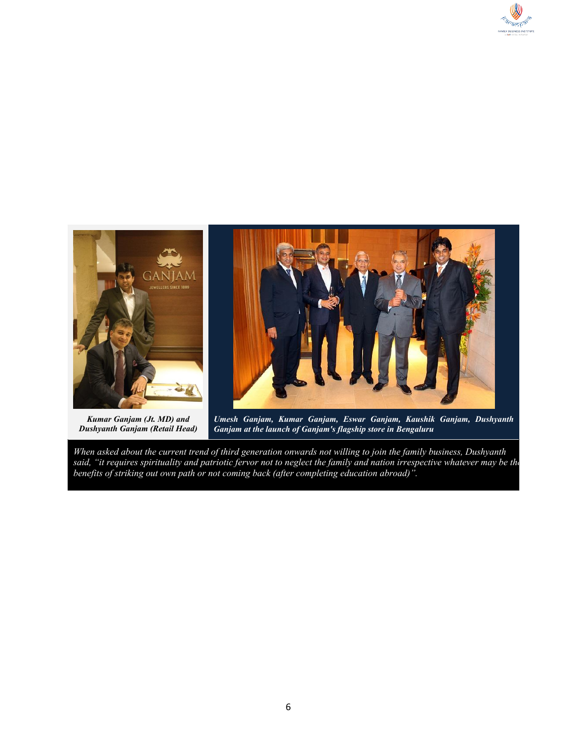***Kumar Ganjam (Jt. MD) and Dushyanth Ganjam (Retail Head)***

***Umesh Ganjam, Kumar Ganjam, Eswar Ganjam, Kaushik Ganjam, Dushyanth Ganjam at the launch of Ganjam's flagship store in Bengaluru***

*When asked about the current trend of third generation onwards not willing to join the family business, Dushyanth said, "it requires spirituality and patriotic fervor not to neglect the family and nation irrespective whatever may be the benefits of striking out own path or not coming back (after completing education abroad)".*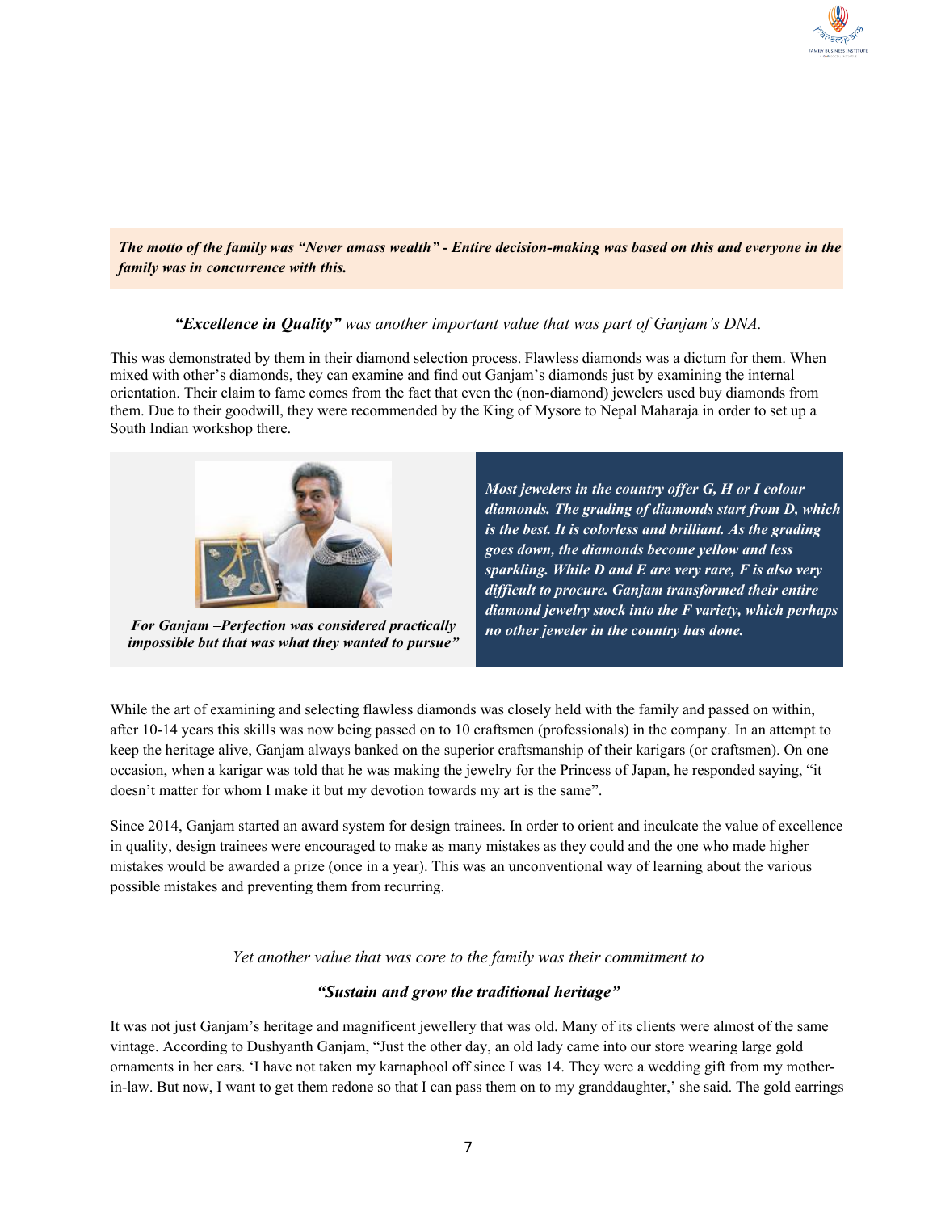***The motto of the family was "Never amass wealth" - Entire decision-making was based on this and everyone in the family was in concurrence with this.***

***"Excellence in Quality"** was another important value that was part of Ganjam's DNA.*

This was demonstrated by them in their diamond selection process. Flawless diamonds was a dictum for them. When mixed with other's diamonds, they can examine and find out Ganjam's diamonds just by examining the internal orientation. Their claim to fame comes from the fact that even the (non-diamond) jewelers used buy diamonds from them. Due to their goodwill, they were recommended by the King of Mysore to Nepal Maharaja in order to set up a South Indian workshop there.

***For Ganjam –Perfection was considered practically impossible but that was what they wanted to pursue"***

***Most jewelers in the country offer G, H or I colour diamonds. The grading of diamonds start from D, which is the best. It is colorless and brilliant. As the grading goes down, the diamonds become yellow and less sparkling. While D and E are very rare, F is also very difficult to procure. Ganjam transformed their entire diamond jewelry stock into the F variety, which perhaps no other jeweler in the country has done.***

While the art of examining and selecting flawless diamonds was closely held with the family and passed on within, after 10-14 years this skills was now being passed on to 10 craftsmen (professionals) in the company. In an attempt to keep the heritage alive, Ganjam always banked on the superior craftsmanship of their karigars (or craftsmen). On one occasion, when a karigar was told that he was making the jewelry for the Princess of Japan, he responded saying, "it doesn't matter for whom I make it but my devotion towards my art is the same".

Since 2014, Ganjam started an award system for design trainees. In order to orient and inculcate the value of excellence in quality, design trainees were encouraged to make as many mistakes as they could and the one who made higher mistakes would be awarded a prize (once in a year). This was an unconventional way of learning about the various possible mistakes and preventing them from recurring.

*Yet another value that was core to the family was their commitment to*

***"Sustain and grow the traditional heritage"***

It was not just Ganjam's heritage and magnificent jewellery that was old. Many of its clients were almost of the same vintage. According to Dushyanth Ganjam, "Just the other day, an old lady came into our store wearing large gold ornaments in her ears. 'I have not taken my karnaphool off since I was 14. They were a wedding gift from my mother-in-law. But now, I want to get them redone so that I can pass them on to my granddaughter,' she said. The gold earrings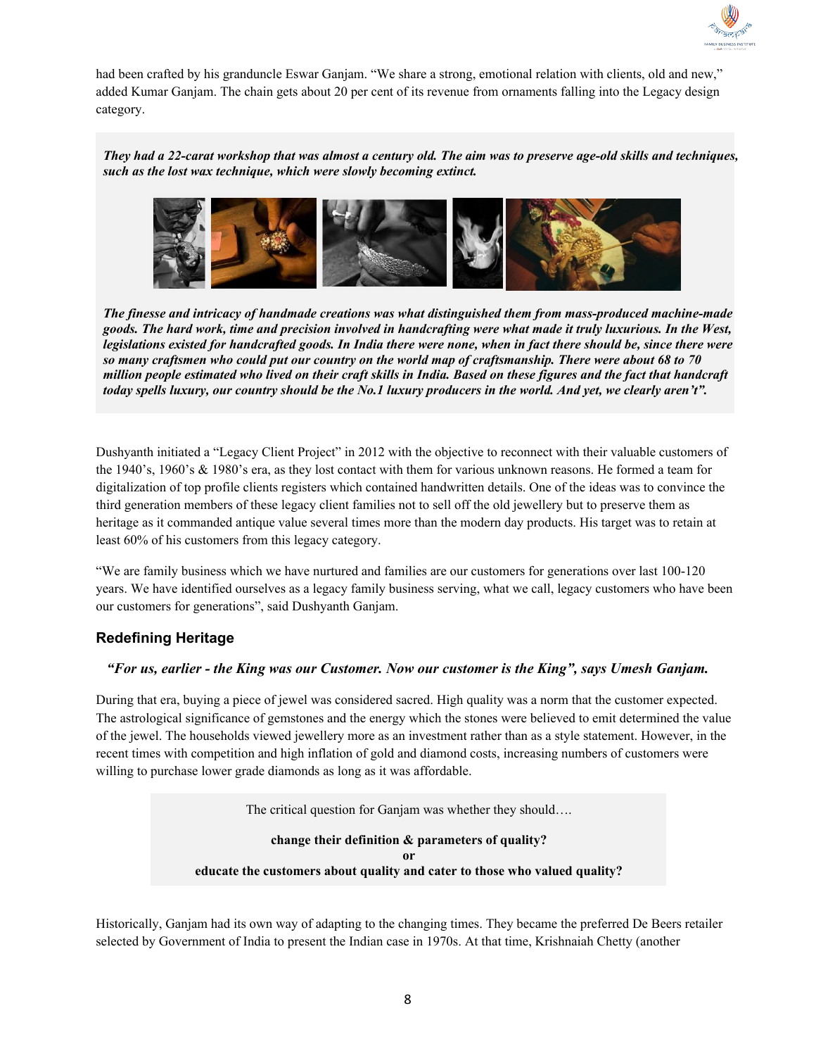had been crafted by his granduncle Eswar Ganjam. "We share a strong, emotional relation with clients, old and new," added Kumar Ganjam. The chain gets about 20 per cent of its revenue from ornaments falling into the Legacy design category.

> ***They had a 22-carat workshop that was almost a century old. The aim was to preserve age-old skills and techniques, such as the lost wax technique, which were slowly becoming extinct.***
>
> ***The finesse and intricacy of handmade creations was what distinguished them from mass-produced machine-made goods. The hard work, time and precision involved in handcrafting were what made it truly luxurious. In the West, legislations existed for handcrafted goods. In India there were none, when in fact there should be, since there were so many craftsmen who could put our country on the world map of craftsmanship. There were about 68 to 70 million people estimated who lived on their craft skills in India. Based on these figures and the fact that handcraft today spells luxury, our country should be the No.1 luxury producers in the world. And yet, we clearly aren't".***

Dushyanth initiated a "Legacy Client Project" in 2012 with the objective to reconnect with their valuable customers of the 1940's, 1960's & 1980's era, as they lost contact with them for various unknown reasons. He formed a team for digitalization of top profile clients registers which contained handwritten details. One of the ideas was to convince the third generation members of these legacy client families not to sell off the old jewellery but to preserve them as heritage as it commanded antique value several times more than the modern day products. His target was to retain at least 60% of his customers from this legacy category.

"We are family business which we have nurtured and families are our customers for generations over last 100-120 years. We have identified ourselves as a legacy family business serving, what we call, legacy customers who have been our customers for generations", said Dushyanth Ganjam.

## Redefining Heritage

***"For us, earlier - the King was our Customer. Now our customer is the King", says Umesh Ganjam.***

During that era, buying a piece of jewel was considered sacred. High quality was a norm that the customer expected. The astrological significance of gemstones and the energy which the stones were believed to emit determined the value of the jewel. The households viewed jewellery more as an investment rather than as a style statement. However, in the recent times with competition and high inflation of gold and diamond costs, increasing numbers of customers were willing to purchase lower grade diamonds as long as it was affordable.

> The critical question for Ganjam was whether they should….
>
> **change their definition & parameters of quality?**
> **or**
> **educate the customers about quality and cater to those who valued quality?**

Historically, Ganjam had its own way of adapting to the changing times. They became the preferred De Beers retailer selected by Government of India to present the Indian case in 1970s. At that time, Krishnaiah Chetty (another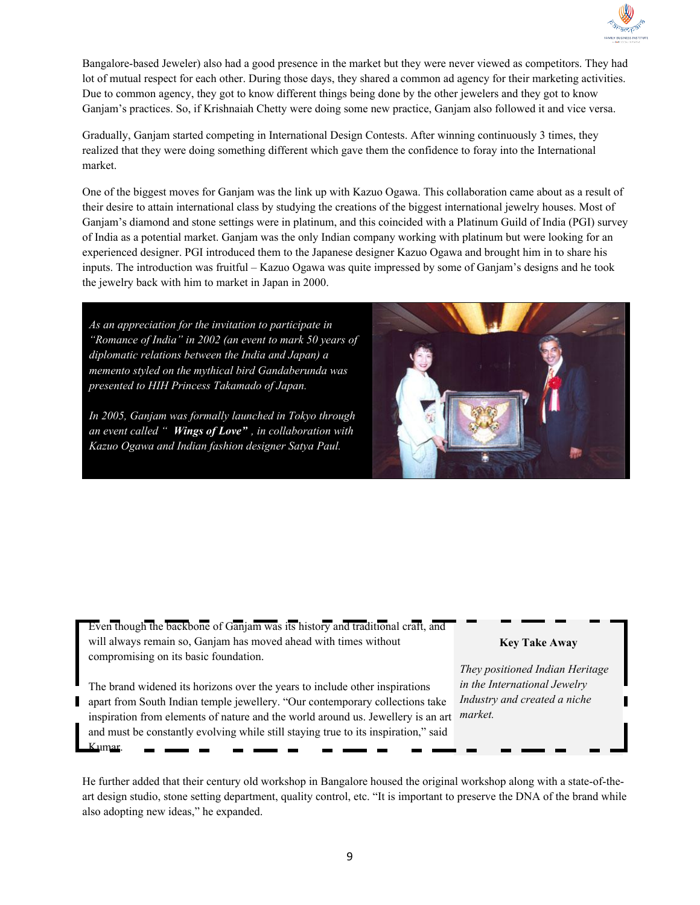Bangalore-based Jeweler) also had a good presence in the market but they were never viewed as competitors. They had lot of mutual respect for each other. During those days, they shared a common ad agency for their marketing activities. Due to common agency, they got to know different things being done by the other jewelers and they got to know Ganjam's practices. So, if Krishnaiah Chetty were doing some new practice, Ganjam also followed it and vice versa.

Gradually, Ganjam started competing in International Design Contests. After winning continuously 3 times, they realized that they were doing something different which gave them the confidence to foray into the International market.

One of the biggest moves for Ganjam was the link up with Kazuo Ogawa. This collaboration came about as a result of their desire to attain international class by studying the creations of the biggest international jewelry houses. Most of Ganjam's diamond and stone settings were in platinum, and this coincided with a Platinum Guild of India (PGI) survey of India as a potential market. Ganjam was the only Indian company working with platinum but were looking for an experienced designer. PGI introduced them to the Japanese designer Kazuo Ogawa and brought him in to share his inputs. The introduction was fruitful – Kazuo Ogawa was quite impressed by some of Ganjam's designs and he took the jewelry back with him to market in Japan in 2000.

*As an appreciation for the invitation to participate in "Romance of India" in 2002 (an event to mark 50 years of diplomatic relations between the India and Japan) a memento styled on the mythical bird Gandaberunda was presented to HIH Princess Takamado of Japan.*

*In 2005, Ganjam was formally launched in Tokyo through an event called "* ***Wings of Love"*** *, in collaboration with Kazuo Ogawa and Indian fashion designer Satya Paul.*

Even though the backbone of Ganjam was its history and traditional craft, and will always remain so, Ganjam has moved ahead with times without compromising on its basic foundation.

The brand widened its horizons over the years to include other inspirations apart from South Indian temple jewellery. "Our contemporary collections take inspiration from elements of nature and the world around us. Jewellery is an art and must be constantly evolving while still staying true to its inspiration," said Kumar.

**Key Take Away**

*They positioned Indian Heritage in the International Jewelry Industry and created a niche market.*

He further added that their century old workshop in Bangalore housed the original workshop along with a state-of-the-art design studio, stone setting department, quality control, etc. "It is important to preserve the DNA of the brand while also adopting new ideas," he expanded.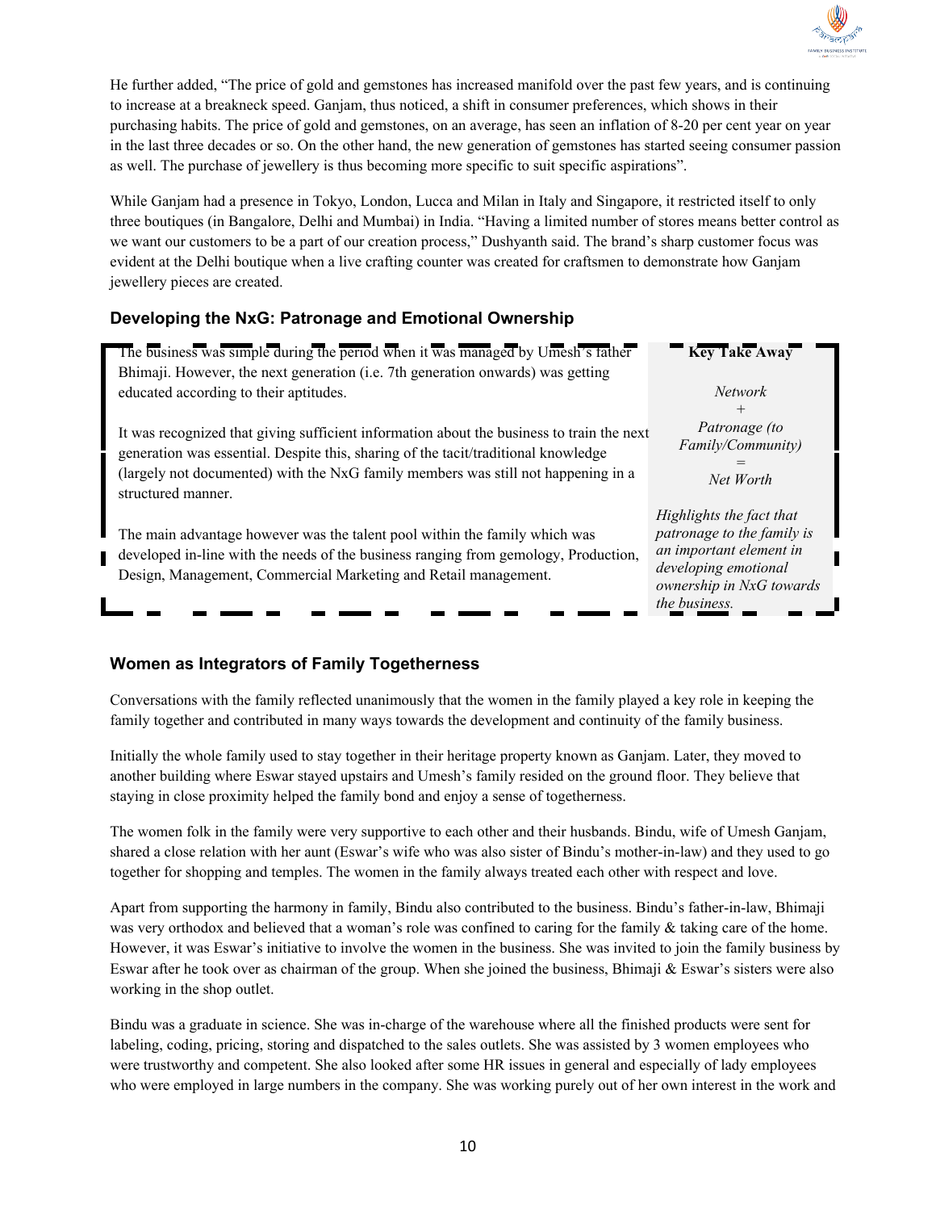He further added, "The price of gold and gemstones has increased manifold over the past few years, and is continuing to increase at a breakneck speed. Ganjam, thus noticed, a shift in consumer preferences, which shows in their purchasing habits. The price of gold and gemstones, on an average, has seen an inflation of 8-20 per cent year on year in the last three decades or so. On the other hand, the new generation of gemstones has started seeing consumer passion as well. The purchase of jewellery is thus becoming more specific to suit specific aspirations".

While Ganjam had a presence in Tokyo, London, Lucca and Milan in Italy and Singapore, it restricted itself to only three boutiques (in Bangalore, Delhi and Mumbai) in India. "Having a limited number of stores means better control as we want our customers to be a part of our creation process," Dushyanth said. The brand's sharp customer focus was evident at the Delhi boutique when a live crafting counter was created for craftsmen to demonstrate how Ganjam jewellery pieces are created.

### Developing the NxG: Patronage and Emotional Ownership

The business was simple during the period when it was managed by Umesh's father Bhimaji. However, the next generation (i.e. 7th generation onwards) was getting educated according to their aptitudes.

It was recognized that giving sufficient information about the business to train the next generation was essential. Despite this, sharing of the tacit/traditional knowledge (largely not documented) with the NxG family members was still not happening in a structured manner.

The main advantage however was the talent pool within the family which was developed in-line with the needs of the business ranging from gemology, Production, Design, Management, Commercial Marketing and Retail management.

> **Key Take Away**
>
> *Network*
> *+*
> *Patronage (to Family/Community)*
> *=*
> *Net Worth*
>
> *Highlights the fact that patronage to the family is an important element in developing emotional ownership in NxG towards the business.*

### Women as Integrators of Family Togetherness

Conversations with the family reflected unanimously that the women in the family played a key role in keeping the family together and contributed in many ways towards the development and continuity of the family business.

Initially the whole family used to stay together in their heritage property known as Ganjam. Later, they moved to another building where Eswar stayed upstairs and Umesh's family resided on the ground floor. They believe that staying in close proximity helped the family bond and enjoy a sense of togetherness.

The women folk in the family were very supportive to each other and their husbands. Bindu, wife of Umesh Ganjam, shared a close relation with her aunt (Eswar's wife who was also sister of Bindu's mother-in-law) and they used to go together for shopping and temples. The women in the family always treated each other with respect and love.

Apart from supporting the harmony in family, Bindu also contributed to the business. Bindu's father-in-law, Bhimaji was very orthodox and believed that a woman's role was confined to caring for the family & taking care of the home. However, it was Eswar's initiative to involve the women in the business. She was invited to join the family business by Eswar after he took over as chairman of the group. When she joined the business, Bhimaji & Eswar's sisters were also working in the shop outlet.

Bindu was a graduate in science. She was in-charge of the warehouse where all the finished products were sent for labeling, coding, pricing, storing and dispatched to the sales outlets. She was assisted by 3 women employees who were trustworthy and competent. She also looked after some HR issues in general and especially of lady employees who were employed in large numbers in the company. She was working purely out of her own interest in the work and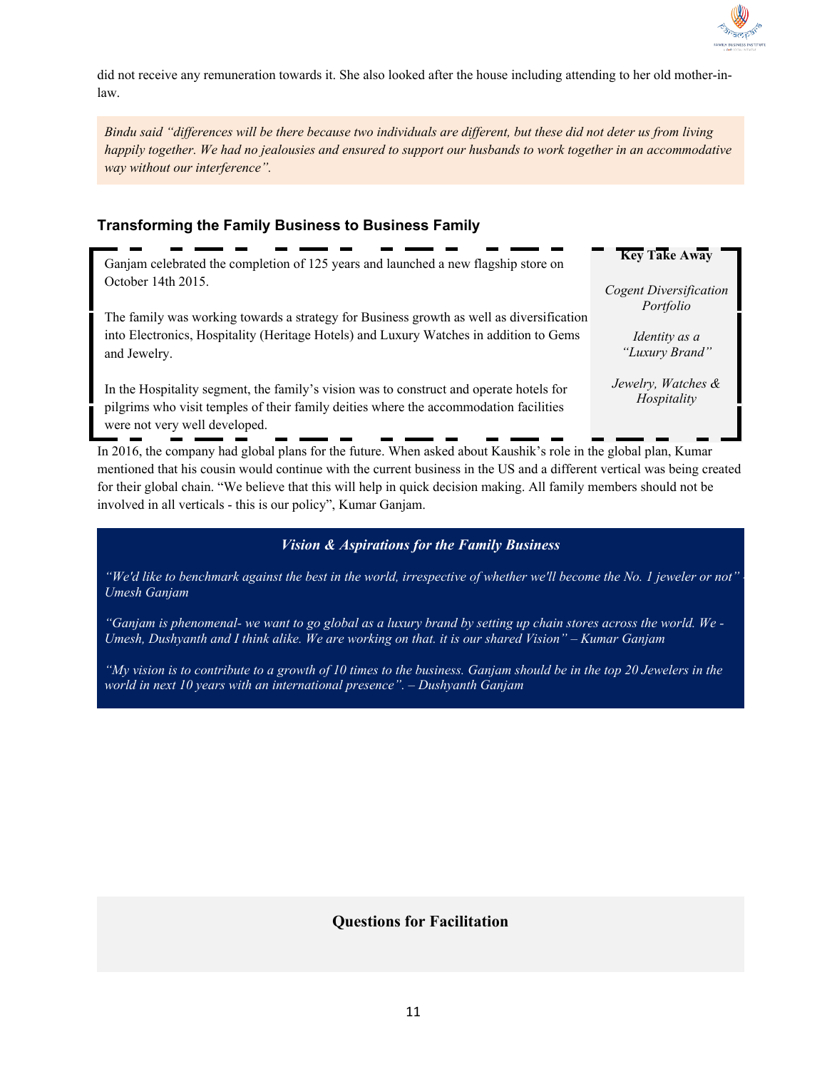did not receive any remuneration towards it. She also looked after the house including attending to her old mother-in-law.

*Bindu said "differences will be there because two individuals are different, but these did not deter us from living happily together. We had no jealousies and ensured to support our husbands to work together in an accommodative way without our interference".*

### Transforming the Family Business to Business Family

Ganjam celebrated the completion of 125 years and launched a new flagship store on October 14th 2015.

The family was working towards a strategy for Business growth as well as diversification into Electronics, Hospitality (Heritage Hotels) and Luxury Watches in addition to Gems and Jewelry.

In the Hospitality segment, the family's vision was to construct and operate hotels for pilgrims who visit temples of their family deities where the accommodation facilities were not very well developed.

**Key Take Away**

*Cogent Diversification Portfolio*

*Identity as a "Luxury Brand"*

*Jewelry, Watches & Hospitality*

In 2016, the company had global plans for the future. When asked about Kaushik's role in the global plan, Kumar mentioned that his cousin would continue with the current business in the US and a different vertical was being created for their global chain. "We believe that this will help in quick decision making. All family members should not be involved in all verticals - this is our policy", Kumar Ganjam.

***Vision & Aspirations for the Family Business***

*"We'd like to benchmark against the best in the world, irrespective of whether we'll become the No. 1 jeweler or not" - Umesh Ganjam*

*"Ganjam is phenomenal- we want to go global as a luxury brand by setting up chain stores across the world. We - Umesh, Dushyanth and I think alike. We are working on that. it is our shared Vision" – Kumar Ganjam*

*"My vision is to contribute to a growth of 10 times to the business. Ganjam should be in the top 20 Jewelers in the world in next 10 years with an international presence". – Dushyanth Ganjam*

## Questions for Facilitation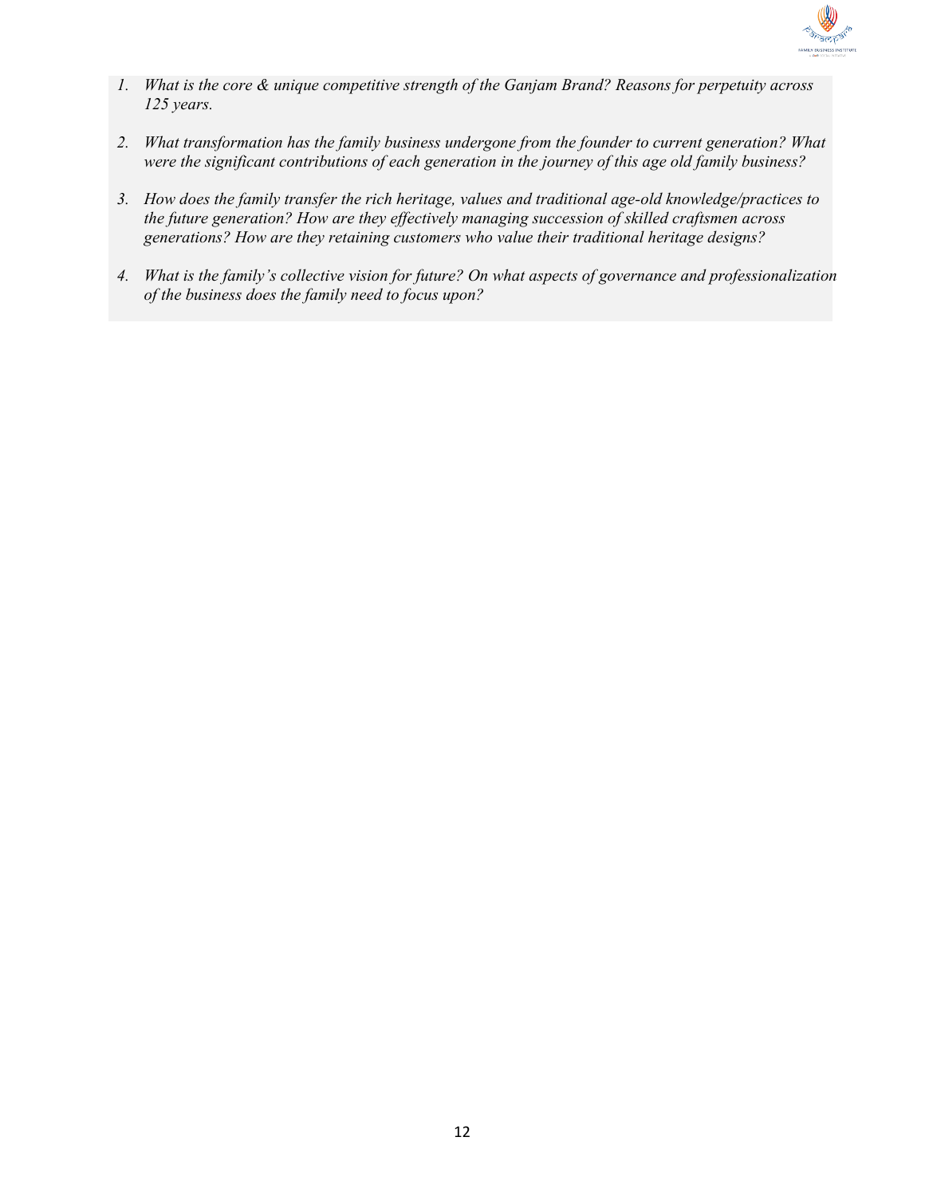1. *What is the core & unique competitive strength of the Ganjam Brand? Reasons for perpetuity across 125 years.*

2. *What transformation has the family business undergone from the founder to current generation? What were the significant contributions of each generation in the journey of this age old family business?*

3. *How does the family transfer the rich heritage, values and traditional age-old knowledge/practices to the future generation? How are they effectively managing succession of skilled craftsmen across generations? How are they retaining customers who value their traditional heritage designs?*

4. *What is the family's collective vision for future? On what aspects of governance and professionalization of the business does the family need to focus upon?*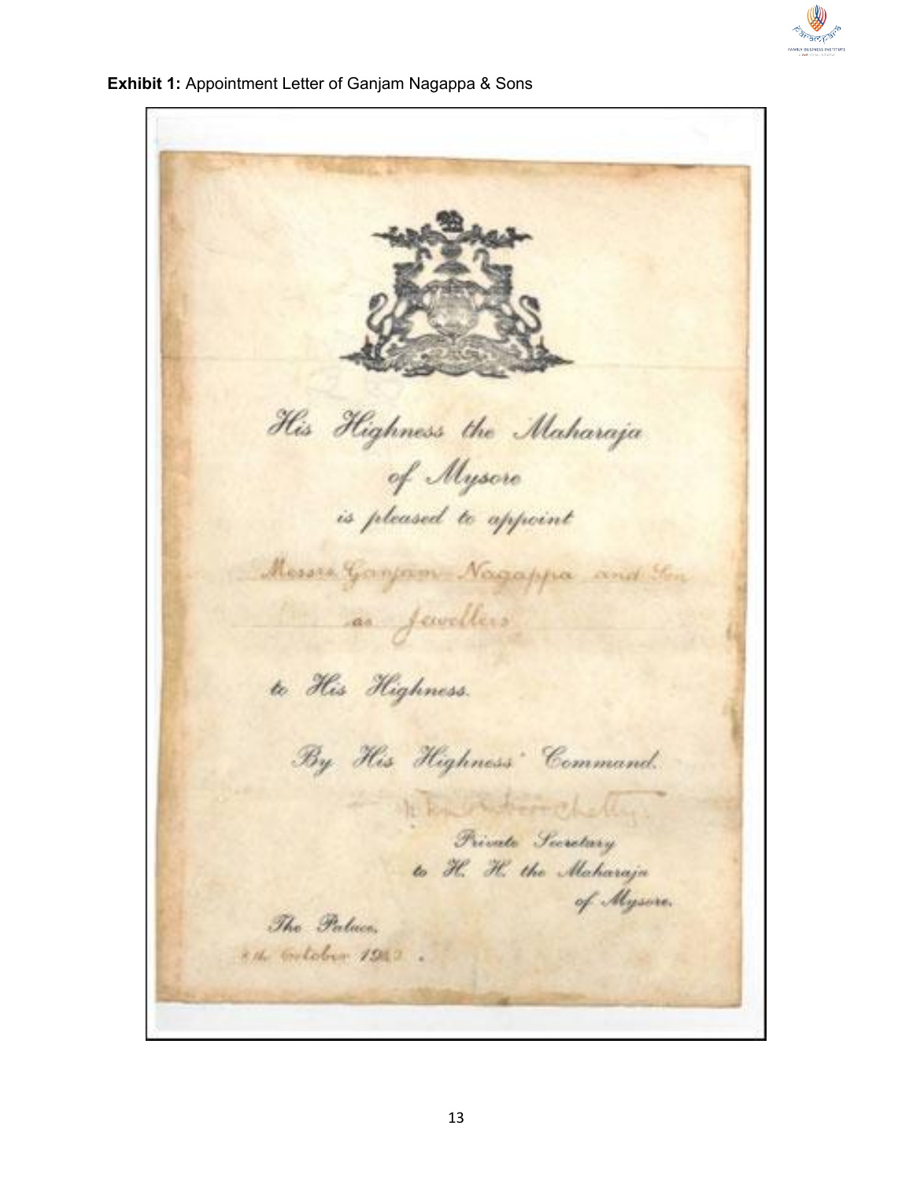**Exhibit 1:** Appointment Letter of Ganjam Nagappa & Sons

*His Highness the Maharaja*
*of Mysore*
*is pleased to appoint*
*Messrs Ganjam Nagappa and Son*
*as Jewellers*
*to His Highness.*

*By His Highness' Command.*

*Private Secretary*
*to H. H. the Maharaja*
*of Mysore.*

*The Palace,*
*8th October 192?*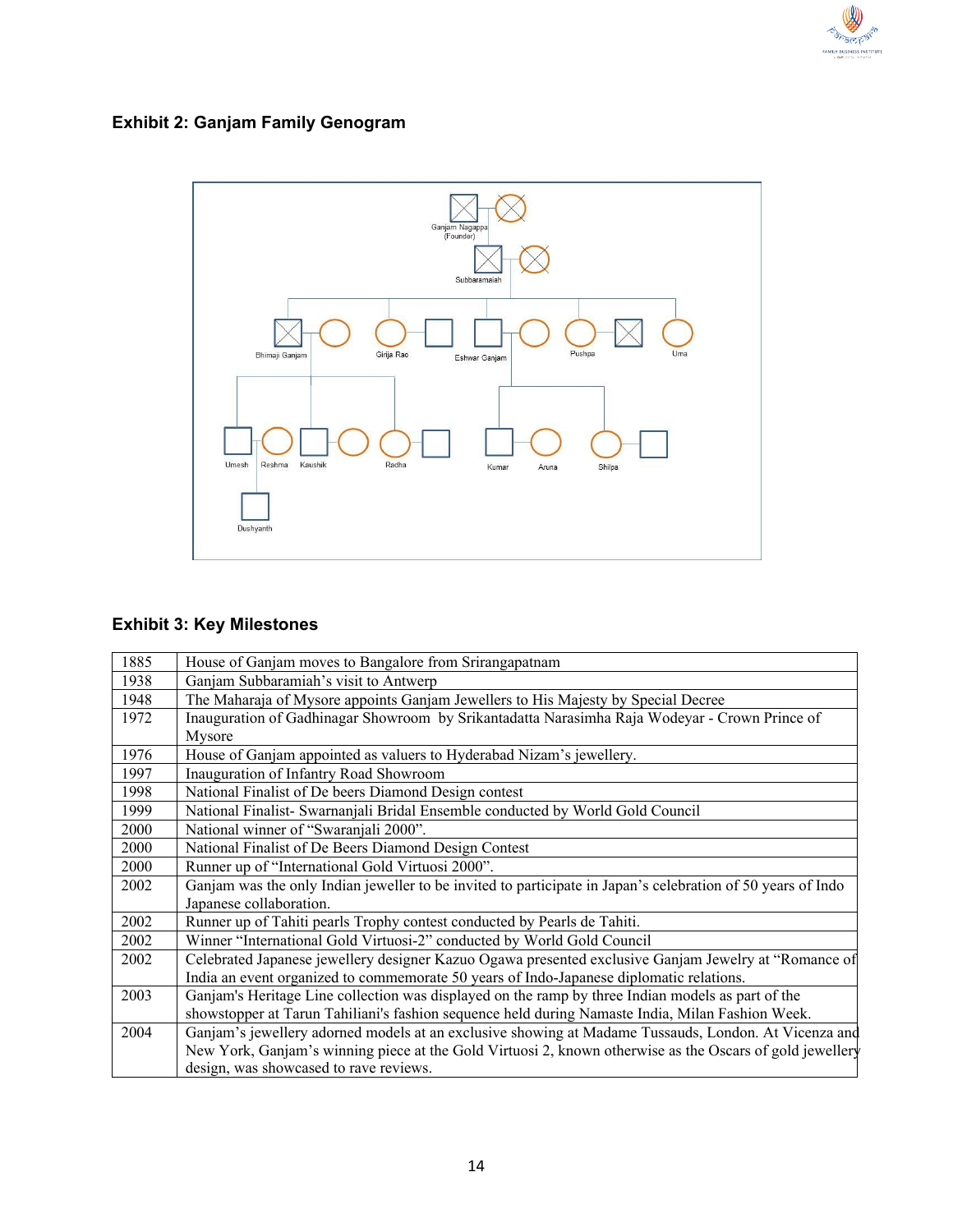## Exhibit 2: Ganjam Family Genogram

Ganjam Nagappa (Founder)

Subbaramaiah

Bhimaji Ganjam, Girija Rao, Eshwar Ganjam, Pushpa, Uma

Umesh, Reshma, Kaushik, Radha, Kumar, Aruna, Shilpa

Dushyanth

## Exhibit 3: Key Milestones

| | |
|---|---|
| 1885 | House of Ganjam moves to Bangalore from Srirangapatnam |
| 1938 | Ganjam Subbaramiah's visit to Antwerp |
| 1948 | The Maharaja of Mysore appoints Ganjam Jewellers to His Majesty by Special Decree |
| 1972 | Inauguration of Gadhinagar Showroom by Srikantadatta Narasimha Raja Wodeyar - Crown Prince of Mysore |
| 1976 | House of Ganjam appointed as valuers to Hyderabad Nizam's jewellery. |
| 1997 | Inauguration of Infantry Road Showroom |
| 1998 | National Finalist of De beers Diamond Design contest |
| 1999 | National Finalist- Swarnanjali Bridal Ensemble conducted by World Gold Council |
| 2000 | National winner of "Swaranjali 2000". |
| 2000 | National Finalist of De Beers Diamond Design Contest |
| 2000 | Runner up of "International Gold Virtuosi 2000". |
| 2002 | Ganjam was the only Indian jeweller to be invited to participate in Japan's celebration of 50 years of Indo Japanese collaboration. |
| 2002 | Runner up of Tahiti pearls Trophy contest conducted by Pearls de Tahiti. |
| 2002 | Winner "International Gold Virtuosi-2" conducted by World Gold Council |
| 2002 | Celebrated Japanese jewellery designer Kazuo Ogawa presented exclusive Ganjam Jewelry at "Romance of India an event organized to commemorate 50 years of Indo-Japanese diplomatic relations. |
| 2003 | Ganjam's Heritage Line collection was displayed on the ramp by three Indian models as part of the showstopper at Tarun Tahiliani's fashion sequence held during Namaste India, Milan Fashion Week. |
| 2004 | Ganjam's jewellery adorned models at an exclusive showing at Madame Tussauds, London. At Vicenza and New York, Ganjam's winning piece at the Gold Virtuosi 2, known otherwise as the Oscars of gold jewellery design, was showcased to rave reviews. |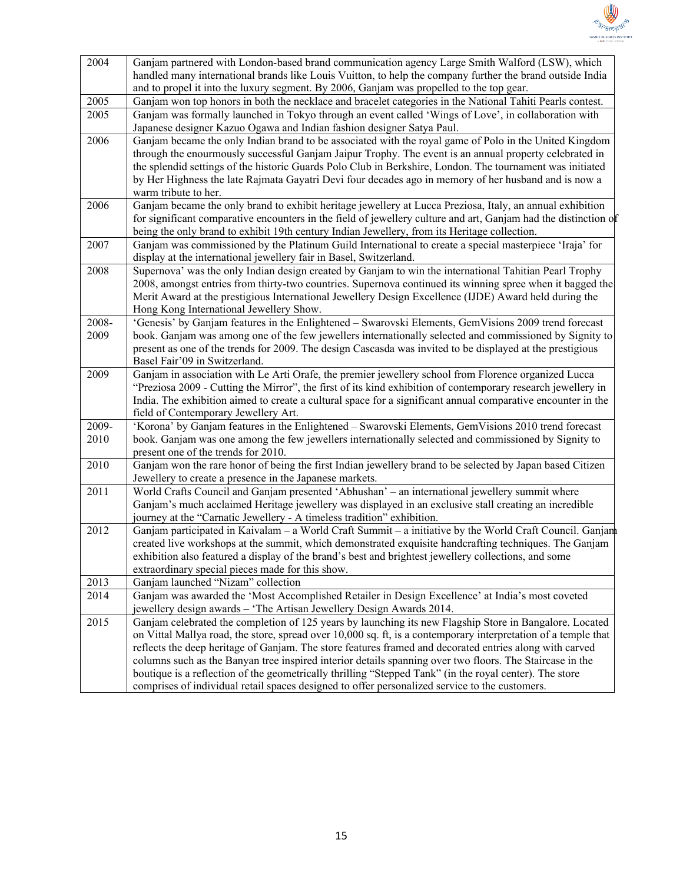| | |
|---|---|
| 2004 | Ganjam partnered with London-based brand communication agency Large Smith Walford (LSW), which handled many international brands like Louis Vuitton, to help the company further the brand outside India and to propel it into the luxury segment. By 2006, Ganjam was propelled to the top gear. |
| 2005 | Ganjam won top honors in both the necklace and bracelet categories in the National Tahiti Pearls contest. |
| 2005 | Ganjam was formally launched in Tokyo through an event called 'Wings of Love', in collaboration with Japanese designer Kazuo Ogawa and Indian fashion designer Satya Paul. |
| 2006 | Ganjam became the only Indian brand to be associated with the royal game of Polo in the United Kingdom through the enourmously successful Ganjam Jaipur Trophy. The event is an annual property celebrated in the splendid settings of the historic Guards Polo Club in Berkshire, London. The tournament was initiated by Her Highness the late Rajmata Gayatri Devi four decades ago in memory of her husband and is now a warm tribute to her. |
| 2006 | Ganjam became the only brand to exhibit heritage jewellery at Lucca Preziosa, Italy, an annual exhibition for significant comparative encounters in the field of jewellery culture and art, Ganjam had the distinction of being the only brand to exhibit 19th century Indian Jewellery, from its Heritage collection. |
| 2007 | Ganjam was commissioned by the Platinum Guild International to create a special masterpiece 'Iraja' for display at the international jewellery fair in Basel, Switzerland. |
| 2008 | Supernova' was the only Indian design created by Ganjam to win the international Tahitian Pearl Trophy 2008, amongst entries from thirty-two countries. Supernova continued its winning spree when it bagged the Merit Award at the prestigious International Jewellery Design Excellence (IJDE) Award held during the Hong Kong International Jewellery Show. |
| 2008-2009 | 'Genesis' by Ganjam features in the Enlightened – Swarovski Elements, GemVisions 2009 trend forecast book. Ganjam was among one of the few jewellers internationally selected and commissioned by Signity to present as one of the trends for 2009. The design Cascasda was invited to be displayed at the prestigious Basel Fair'09 in Switzerland. |
| 2009 | Ganjam in association with Le Arti Orafe, the premier jewellery school from Florence organized Lucca "Preziosa 2009 - Cutting the Mirror", the first of its kind exhibition of contemporary research jewellery in India. The exhibition aimed to create a cultural space for a significant annual comparative encounter in the field of Contemporary Jewellery Art. |
| 2009-2010 | 'Korona' by Ganjam features in the Enlightened – Swarovski Elements, GemVisions 2010 trend forecast book. Ganjam was one among the few jewellers internationally selected and commissioned by Signity to present one of the trends for 2010. |
| 2010 | Ganjam won the rare honor of being the first Indian jewellery brand to be selected by Japan based Citizen Jewellery to create a presence in the Japanese markets. |
| 2011 | World Crafts Council and Ganjam presented 'Abhushan' – an international jewellery summit where Ganjam's much acclaimed Heritage jewellery was displayed in an exclusive stall creating an incredible journey at the "Carnatic Jewellery - A timeless tradition" exhibition. |
| 2012 | Ganjam participated in Kaivalam – a World Craft Summit – a initiative by the World Craft Council. Ganjam created live workshops at the summit, which demonstrated exquisite handcrafting techniques. The Ganjam exhibition also featured a display of the brand's best and brightest jewellery collections, and some extraordinary special pieces made for this show. |
| 2013 | Ganjam launched "Nizam" collection |
| 2014 | Ganjam was awarded the 'Most Accomplished Retailer in Design Excellence' at India's most coveted jewellery design awards – 'The Artisan Jewellery Design Awards 2014. |
| 2015 | Ganjam celebrated the completion of 125 years by launching its new Flagship Store in Bangalore. Located on Vittal Mallya road, the store, spread over 10,000 sq. ft, is a contemporary interpretation of a temple that reflects the deep heritage of Ganjam. The store features framed and decorated entries along with carved columns such as the Banyan tree inspired interior details spanning over two floors. The Staircase in the boutique is a reflection of the geometrically thrilling "Stepped Tank" (in the royal center). The store comprises of individual retail spaces designed to offer personalized service to the customers. |